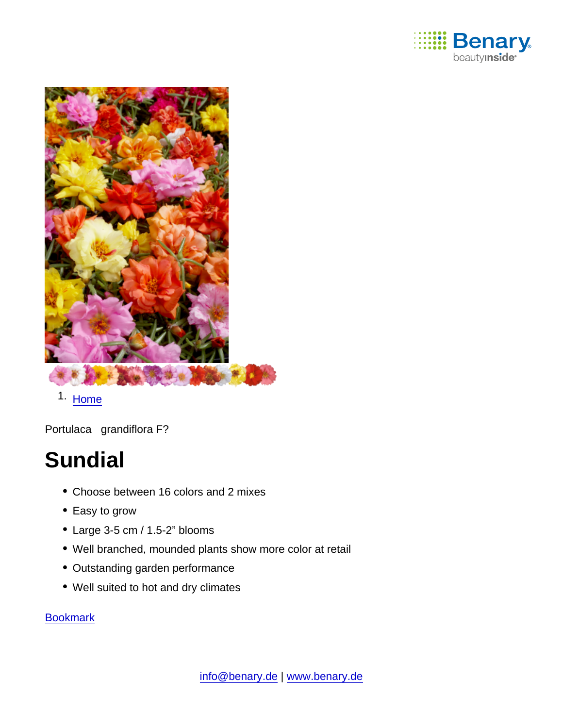1. Home

Portulaca grandiflora F?

# Sundial

- Choose between 16 colors and 2 mixes
- Easy to grow
- Large 3-5 cm / 1.5-2" blooms
- Well branched, mounded plants show more color at retail
- Outstanding garden performance
- Well suited to hot and dry climates

Bookmark

info@benary.de | www.benary.de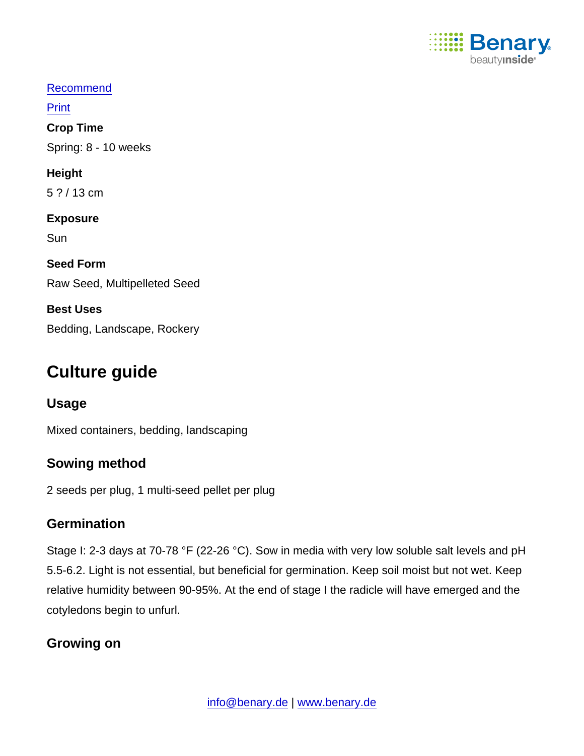Recommend

Print

**Crop Time**

Spring: 8 - 10 weeks

**Height**

5 ? / 13 cm

**Exposure**

Sun

**Seed Form**

Raw Seed, Multipelleted Seed

**Best Uses**

Bedding, Landscape, Rockery

# Culture guide

## Usage

Mixed containers, bedding, landscaping

## Sowing method

2 seeds per plug, 1 multi-seed pellet per plug

## Germination

Stage I: 2-3 days at 70-78 °F (22-26 °C). Sow in media with very low soluble salt levels and pH 5.5-6.2. Light is not essential, but beneficial for germination. Keep soil moist but not wet. Keep relative humidity between 90-95%. At the end of stage I the radicle will have emerged and the cotyledons begin to unfurl.

## Growing on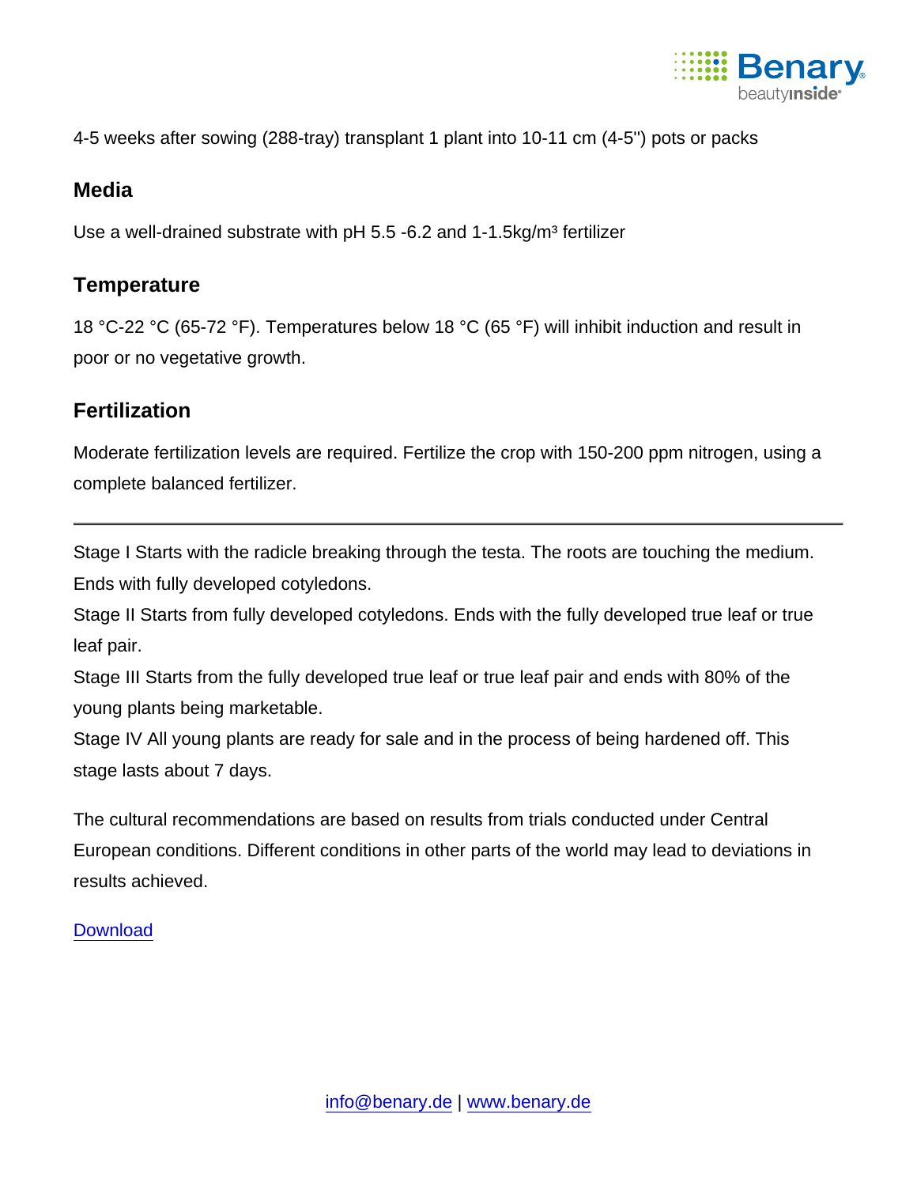4-5 weeks after sowing (288-tray) transplant 1 plant into 10-11 cm (4-5'') pots or packs

## Media

Use a well-drained substrate with pH 5.5 -6.2 and 1-1.5kg/m³ fertilizer

## Temperature

18 °C-22 °C (65-72 °F). Temperatures below 18 °C (65 °F) will inhibit induction and result in poor or no vegetative growth.

## Fertilization

Moderate fertilization levels are required. Fertilize the crop with 150-200 ppm nitrogen, using a complete balanced fertilizer.

---

Stage I Starts with the radicle breaking through the testa. The roots are touching the medium. Ends with fully developed cotyledons.
Stage II Starts from fully developed cotyledons. Ends with the fully developed true leaf or true leaf pair.
Stage III Starts from the fully developed true leaf or true leaf pair and ends with 80% of the young plants being marketable.
Stage IV All young plants are ready for sale and in the process of being hardened off. This stage lasts about 7 days.

The cultural recommendations are based on results from trials conducted under Central European conditions. Different conditions in other parts of the world may lead to deviations in results achieved.

Download

info@benary.de | www.benary.de